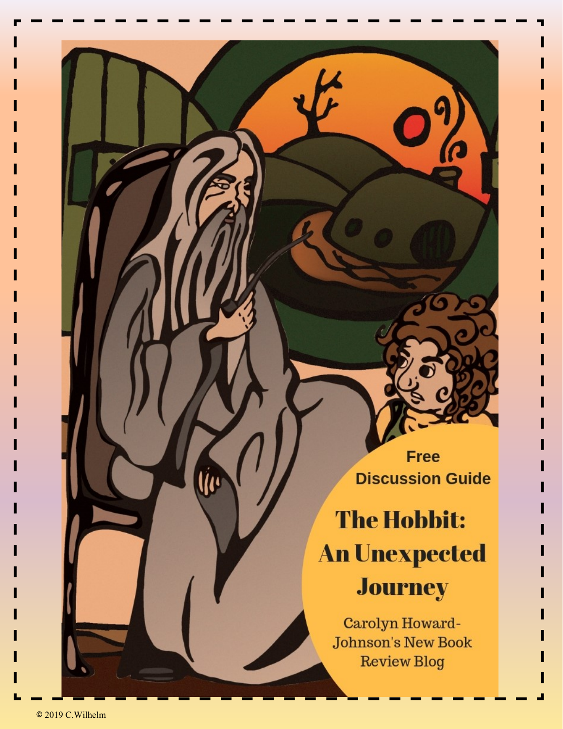Free Discussion Guide

# The Hobbit: An Unexpected Journey

Carolyn Howard-Johnson's New Book Review Blog

© 2019 C.Wilhelm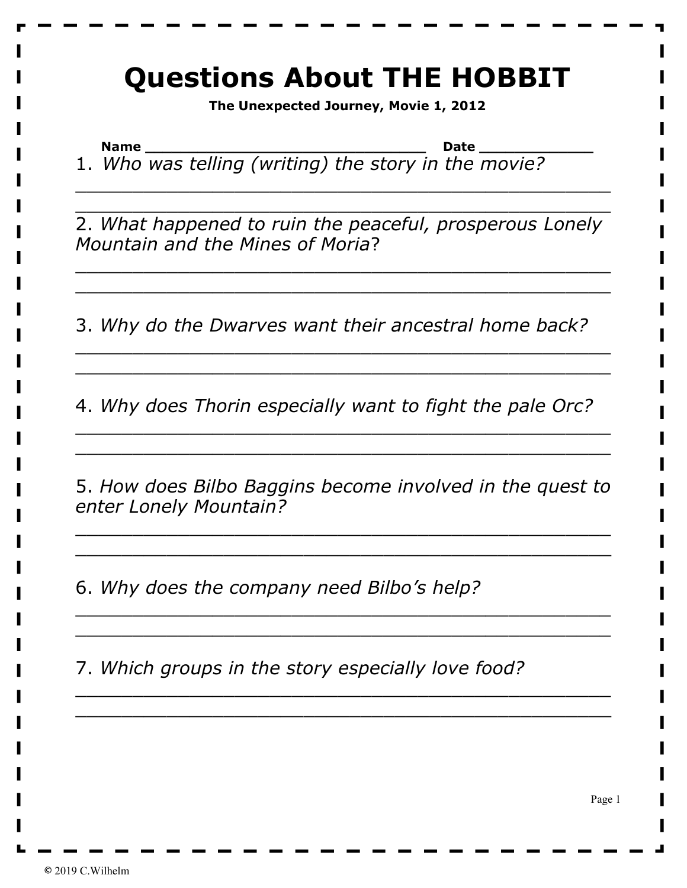# Questions About THE HOBBIT

**The Unexpected Journey, Movie 1, 2012**

**Name** ______________________________ **Date** ____________

1. *Who was telling (writing) the story in the movie?*

_______________________________________________

_______________________________________________

2. *What happened to ruin the peaceful, prosperous Lonely Mountain and the Mines of Moria*?

_______________________________________________

_______________________________________________

3. *Why do the Dwarves want their ancestral home back?*

_______________________________________________

_______________________________________________

4. *Why does Thorin especially want to fight the pale Orc?*

_______________________________________________

_______________________________________________

5. *How does Bilbo Baggins become involved in the quest to enter Lonely Mountain?*

_______________________________________________

_______________________________________________

6. *Why does the company need Bilbo's help?*

_______________________________________________

_______________________________________________

7. *Which groups in the story especially love food?*

_______________________________________________

_______________________________________________

© 2019 C.Wilhelm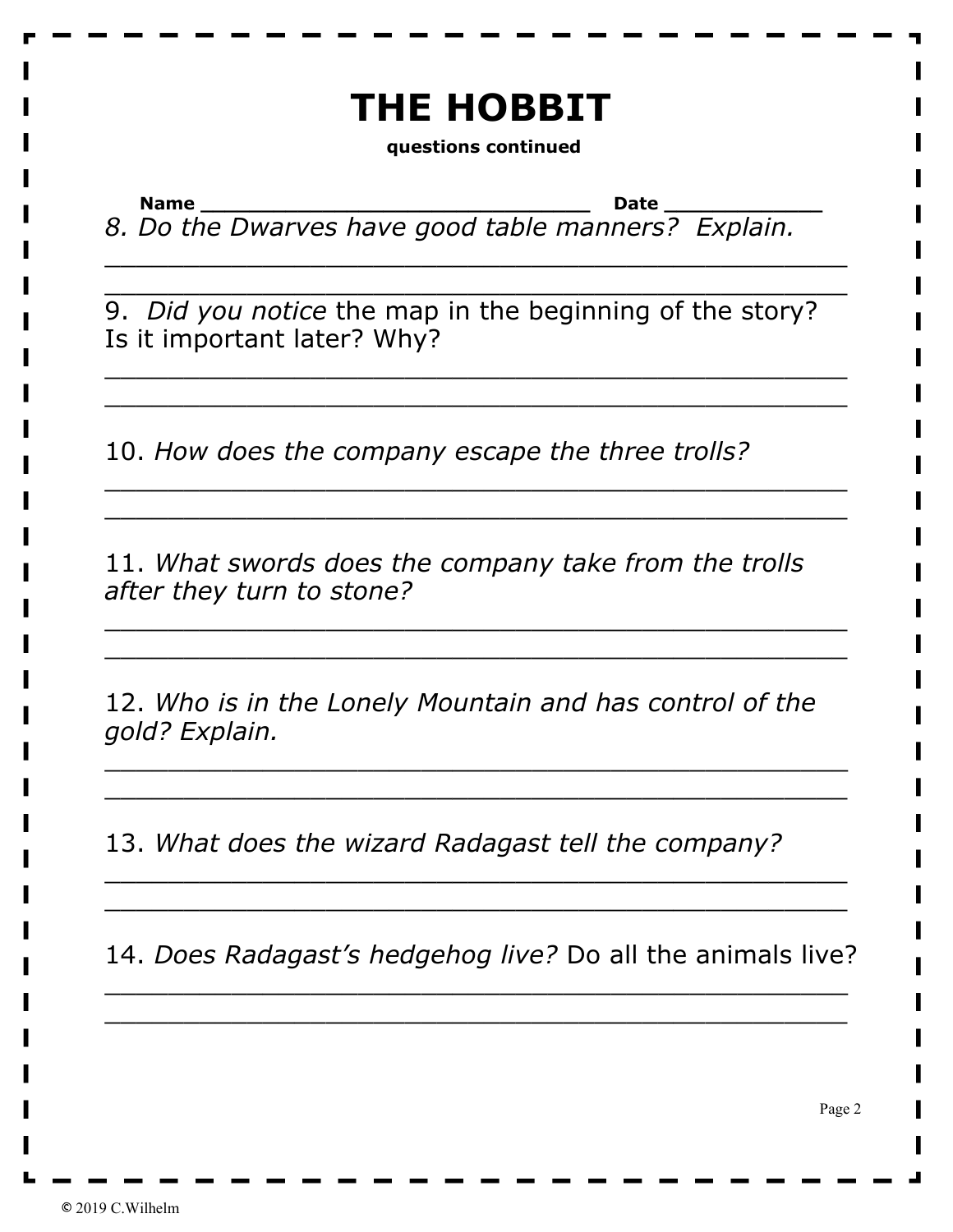# THE HOBBIT

**questions continued**

**Name** ______________________________ **Date** ____________

8. *Do the Dwarves have good table manners? Explain.*

______________________________________________

______________________________________________

9. *Did you notice* the map in the beginning of the story? Is it important later? Why?

______________________________________________

______________________________________________

10. *How does the company escape the three trolls?*

______________________________________________

______________________________________________

11. *What swords does the company take from the trolls after they turn to stone?*

______________________________________________

______________________________________________

12. *Who is in the Lonely Mountain and has control of the gold? Explain.*

______________________________________________

______________________________________________

13. *What does the wizard Radagast tell the company?*

______________________________________________

______________________________________________

14. *Does Radagast's hedgehog live?* Do all the animals live?

______________________________________________

______________________________________________

© 2019 C.Wilhelm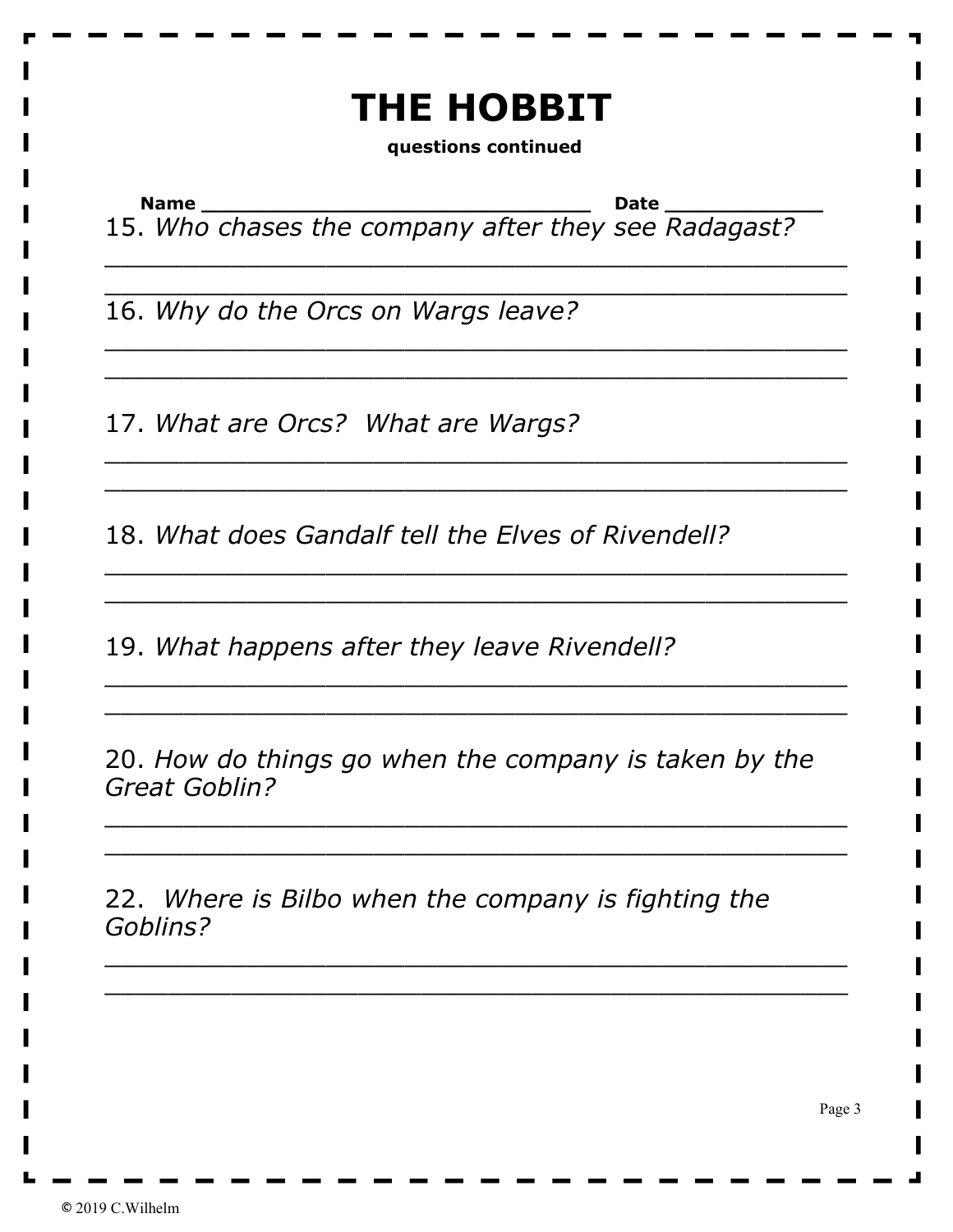# THE HOBBIT

**questions continued**

**Name** ______________________________ **Date** ____________

15. *Who chases the company after they see Radagast?*

________________________________________________

________________________________________________

16. *Why do the Orcs on Wargs leave?*

________________________________________________

________________________________________________

17. *What are Orcs? What are Wargs?*

________________________________________________

________________________________________________

18. *What does Gandalf tell the Elves of Rivendell?*

________________________________________________

________________________________________________

19. *What happens after they leave Rivendell?*

________________________________________________

________________________________________________

20. *How do things go when the company is taken by the Great Goblin?*

________________________________________________

________________________________________________

22. *Where is Bilbo when the company is fighting the Goblins?*

________________________________________________

________________________________________________

© 2019 C.Wilhelm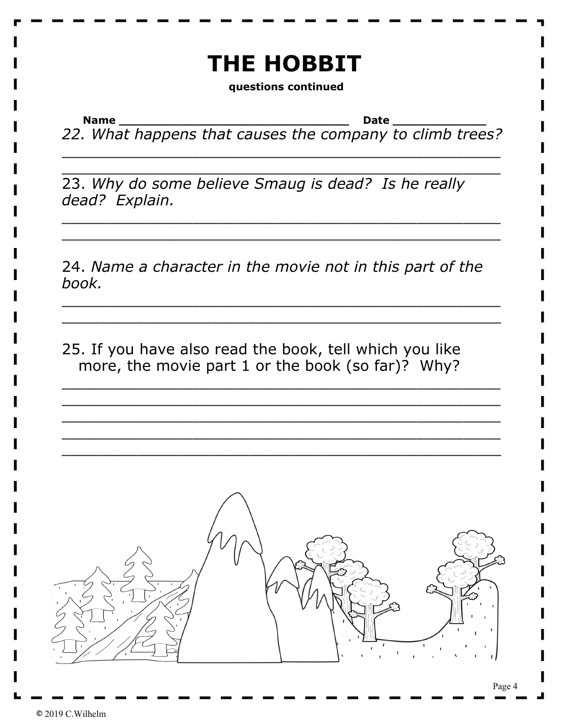# THE HOBBIT

**questions continued**

**Name** ______________________________ **Date** ____________

22. *What happens that causes the company to climb trees?*

______________________________________________

______________________________________________

23. *Why do some believe Smaug is dead? Is he really dead? Explain.*

______________________________________________

______________________________________________

24. *Name a character in the movie not in this part of the book.*

______________________________________________

______________________________________________

25. If you have also read the book, tell which you like more, the movie part 1 or the book (so far)? Why?

______________________________________________

______________________________________________

______________________________________________

______________________________________________

______________________________________________

© 2019 C.Wilhelm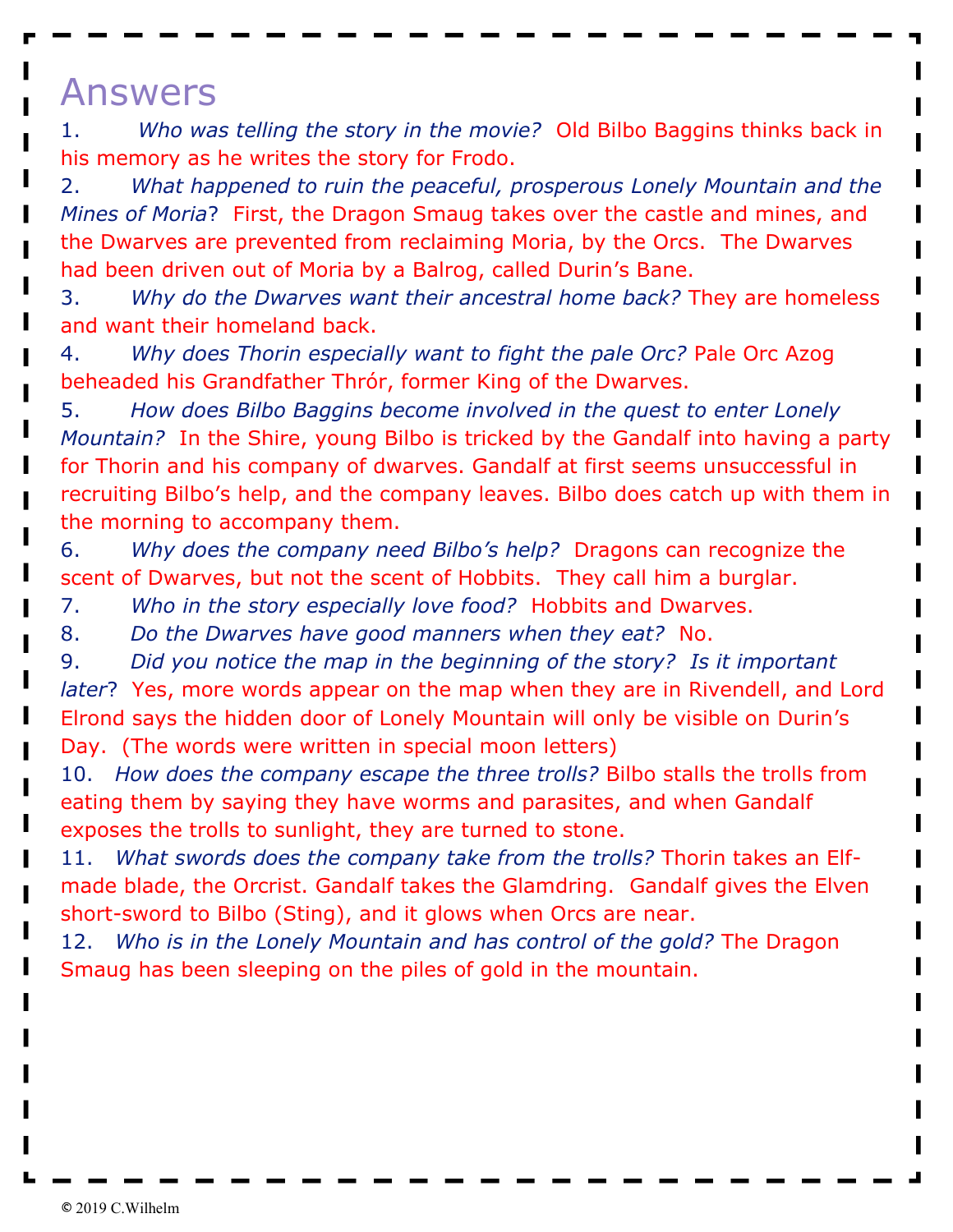# Answers

1. *Who was telling the story in the movie?* Old Bilbo Baggins thinks back in his memory as he writes the story for Frodo.
2. *What happened to ruin the peaceful, prosperous Lonely Mountain and the Mines of Moria*? First, the Dragon Smaug takes over the castle and mines, and the Dwarves are prevented from reclaiming Moria, by the Orcs. The Dwarves had been driven out of Moria by a Balrog, called Durin's Bane.
3. *Why do the Dwarves want their ancestral home back?* They are homeless and want their homeland back.
4. *Why does Thorin especially want to fight the pale Orc?* Pale Orc Azog beheaded his Grandfather Thrór, former King of the Dwarves.
5. *How does Bilbo Baggins become involved in the quest to enter Lonely Mountain?* In the Shire, young Bilbo is tricked by the Gandalf into having a party for Thorin and his company of dwarves. Gandalf at first seems unsuccessful in recruiting Bilbo's help, and the company leaves. Bilbo does catch up with them in the morning to accompany them.
6. *Why does the company need Bilbo's help?* Dragons can recognize the scent of Dwarves, but not the scent of Hobbits. They call him a burglar.
7. *Who in the story especially love food?* Hobbits and Dwarves.
8. *Do the Dwarves have good manners when they eat?* No.
9. *Did you notice the map in the beginning of the story? Is it important later*? Yes, more words appear on the map when they are in Rivendell, and Lord Elrond says the hidden door of Lonely Mountain will only be visible on Durin's Day. (The words were written in special moon letters)
10. *How does the company escape the three trolls?* Bilbo stalls the trolls from eating them by saying they have worms and parasites, and when Gandalf exposes the trolls to sunlight, they are turned to stone.
11. *What swords does the company take from the trolls?* Thorin takes an Elf-made blade, the Orcrist. Gandalf takes the Glamdring. Gandalf gives the Elven short-sword to Bilbo (Sting), and it glows when Orcs are near.
12. *Who is in the Lonely Mountain and has control of the gold?* The Dragon Smaug has been sleeping on the piles of gold in the mountain.

© 2019 C.Wilhelm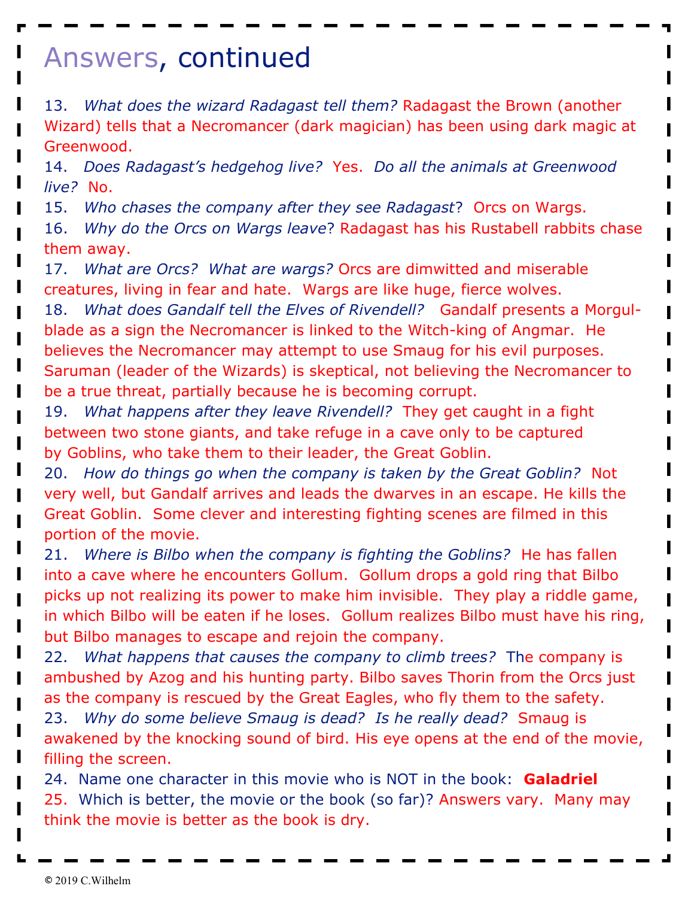# Answers, continued

13. *What does the wizard Radagast tell them?* Radagast the Brown (another Wizard) tells that a Necromancer (dark magician) has been using dark magic at Greenwood.

14. *Does Radagast's hedgehog live?* Yes. *Do all the animals at Greenwood live?* No.

15. *Who chases the company after they see Radagast*? Orcs on Wargs.

16. *Why do the Orcs on Wargs leave*? Radagast has his Rustabell rabbits chase them away.

17. *What are Orcs? What are wargs?* Orcs are dimwitted and miserable creatures, living in fear and hate. Wargs are like huge, fierce wolves.

18. *What does Gandalf tell the Elves of Rivendell?* Gandalf presents a Morgul-blade as a sign the Necromancer is linked to the Witch-king of Angmar. He believes the Necromancer may attempt to use Smaug for his evil purposes. Saruman (leader of the Wizards) is skeptical, not believing the Necromancer to be a true threat, partially because he is becoming corrupt.

19. *What happens after they leave Rivendell?* They get caught in a fight between two stone giants, and take refuge in a cave only to be captured by Goblins, who take them to their leader, the Great Goblin.

20. *How do things go when the company is taken by the Great Goblin?* Not very well, but Gandalf arrives and leads the dwarves in an escape. He kills the Great Goblin. Some clever and interesting fighting scenes are filmed in this portion of the movie.

21. *Where is Bilbo when the company is fighting the Goblins?* He has fallen into a cave where he encounters Gollum. Gollum drops a gold ring that Bilbo picks up not realizing its power to make him invisible. They play a riddle game, in which Bilbo will be eaten if he loses. Gollum realizes Bilbo must have his ring, but Bilbo manages to escape and rejoin the company.

22. *What happens that causes the company to climb trees?* The company is ambushed by Azog and his hunting party. Bilbo saves Thorin from the Orcs just as the company is rescued by the Great Eagles, who fly them to the safety.

23. *Why do some believe Smaug is dead? Is he really dead?* Smaug is awakened by the knocking sound of bird. His eye opens at the end of the movie, filling the screen.

24. Name one character in this movie who is NOT in the book: **Galadriel**

25. Which is better, the movie or the book (so far)? Answers vary. Many may think the movie is better as the book is dry.

© 2019 C.Wilhelm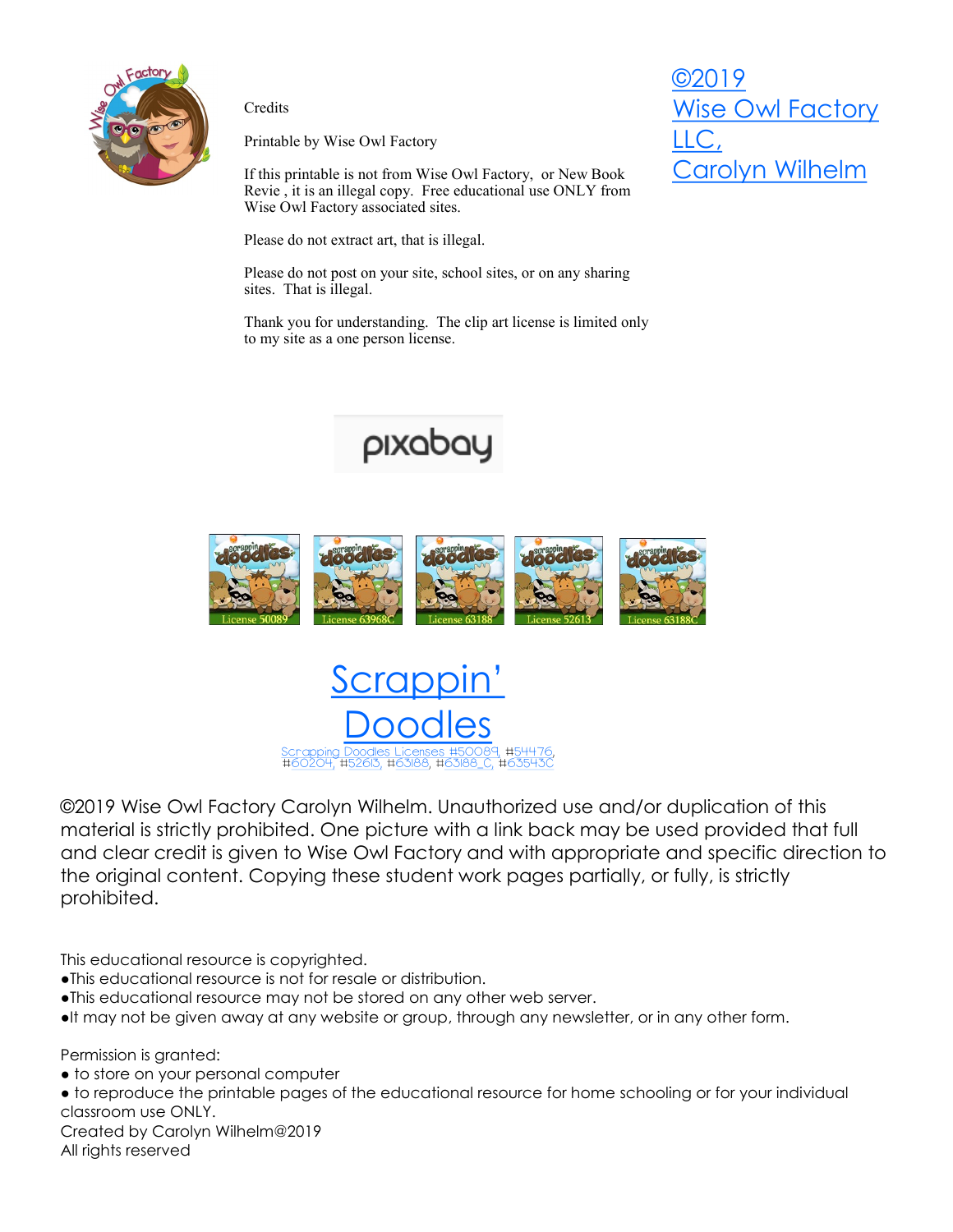[©2019 Wise Owl Factory LLC, Carolyn Wilhelm]

Credits

Printable by Wise Owl Factory

If this printable is not from Wise Owl Factory, or New Book Revie , it is an illegal copy. Free educational use ONLY from Wise Owl Factory associated sites.

Please do not extract art, that is illegal.

Please do not post on your site, school sites, or on any sharing sites. That is illegal.

Thank you for understanding. The clip art license is limited only to my site as a one person license.

pixabay

License 50089 License 63968C License 63188 License 52613 License 63188C

[Scrappin' Doodles]

Scrapping Doodles Licenses #50089, #54476, #60204, #52613, #63188, #63188_C, #63543C

©2019 Wise Owl Factory Carolyn Wilhelm. Unauthorized use and/or duplication of this material is strictly prohibited. One picture with a link back may be used provided that full and clear credit is given to Wise Owl Factory and with appropriate and specific direction to the original content. Copying these student work pages partially, or fully, is strictly prohibited.

This educational resource is copyrighted.
●This educational resource is not for resale or distribution.
●This educational resource may not be stored on any other web server.
●It may not be given away at any website or group, through any newsletter, or in any other form.

Permission is granted:
● to store on your personal computer
● to reproduce the printable pages of the educational resource for home schooling or for your individual classroom use ONLY.
Created by Carolyn Wilhelm@2019
All rights reserved